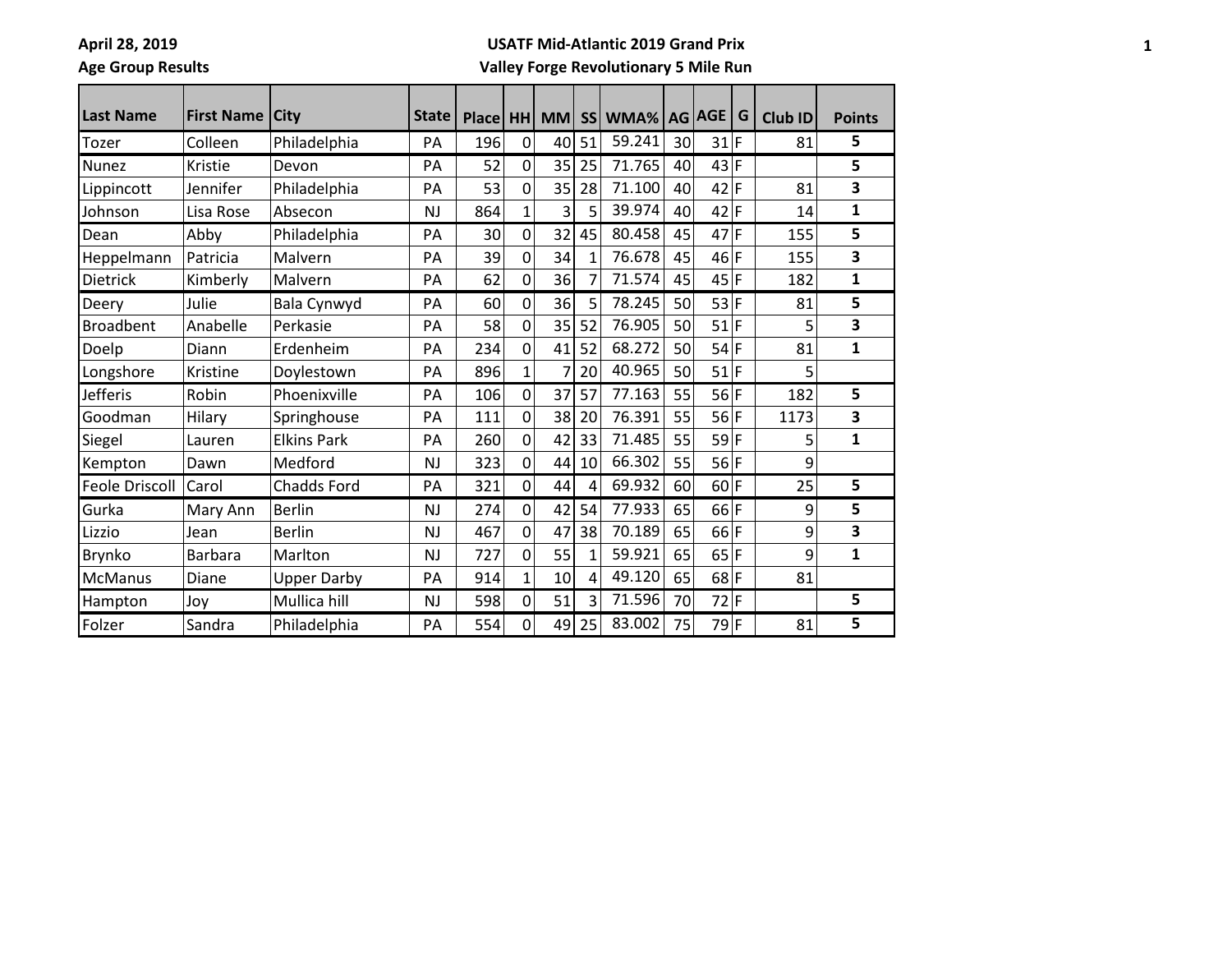April 28, 2019

Age Group Results

**USATF Mid-Atlantic 2019 Grand Prix**

**Valley Forge Revolutionary 5 Mile Run**

| Last Name | First Name | City | State | Place | HH | MM | SS | WMA% | AG | AGE | G | Club ID | Points |
|---|---|---|---|---|---|---|---|---|---|---|---|---|---|
| Tozer | Colleen | Philadelphia | PA | 196 | 0 | 40 | 51 | 59.241 | 30 | 31 | F | 81 | 5 |
| Nunez | Kristie | Devon | PA | 52 | 0 | 35 | 25 | 71.765 | 40 | 43 | F | | 5 |
| Lippincott | Jennifer | Philadelphia | PA | 53 | 0 | 35 | 28 | 71.100 | 40 | 42 | F | 81 | 3 |
| Johnson | Lisa Rose | Absecon | NJ | 864 | 1 | 3 | 5 | 39.974 | 40 | 42 | F | 14 | 1 |
| Dean | Abby | Philadelphia | PA | 30 | 0 | 32 | 45 | 80.458 | 45 | 47 | F | 155 | 5 |
| Heppelmann | Patricia | Malvern | PA | 39 | 0 | 34 | 1 | 76.678 | 45 | 46 | F | 155 | 3 |
| Dietrick | Kimberly | Malvern | PA | 62 | 0 | 36 | 7 | 71.574 | 45 | 45 | F | 182 | 1 |
| Deery | Julie | Bala Cynwyd | PA | 60 | 0 | 36 | 5 | 78.245 | 50 | 53 | F | 81 | 5 |
| Broadbent | Anabelle | Perkasie | PA | 58 | 0 | 35 | 52 | 76.905 | 50 | 51 | F | 5 | 3 |
| Doelp | Diann | Erdenheim | PA | 234 | 0 | 41 | 52 | 68.272 | 50 | 54 | F | 81 | 1 |
| Longshore | Kristine | Doylestown | PA | 896 | 1 | 7 | 20 | 40.965 | 50 | 51 | F | 5 | |
| Jefferis | Robin | Phoenixville | PA | 106 | 0 | 37 | 57 | 77.163 | 55 | 56 | F | 182 | 5 |
| Goodman | Hilary | Springhouse | PA | 111 | 0 | 38 | 20 | 76.391 | 55 | 56 | F | 1173 | 3 |
| Siegel | Lauren | Elkins Park | PA | 260 | 0 | 42 | 33 | 71.485 | 55 | 59 | F | 5 | 1 |
| Kempton | Dawn | Medford | NJ | 323 | 0 | 44 | 10 | 66.302 | 55 | 56 | F | 9 | |
| Feole Driscoll | Carol | Chadds Ford | PA | 321 | 0 | 44 | 4 | 69.932 | 60 | 60 | F | 25 | 5 |
| Gurka | Mary Ann | Berlin | NJ | 274 | 0 | 42 | 54 | 77.933 | 65 | 66 | F | 9 | 5 |
| Lizzio | Jean | Berlin | NJ | 467 | 0 | 47 | 38 | 70.189 | 65 | 66 | F | 9 | 3 |
| Brynko | Barbara | Marlton | NJ | 727 | 0 | 55 | 1 | 59.921 | 65 | 65 | F | 9 | 1 |
| McManus | Diane | Upper Darby | PA | 914 | 1 | 10 | 4 | 49.120 | 65 | 68 | F | 81 | |
| Hampton | Joy | Mullica hill | NJ | 598 | 0 | 51 | 3 | 71.596 | 70 | 72 | F | | 5 |
| Folzer | Sandra | Philadelphia | PA | 554 | 0 | 49 | 25 | 83.002 | 75 | 79 | F | 81 | 5 |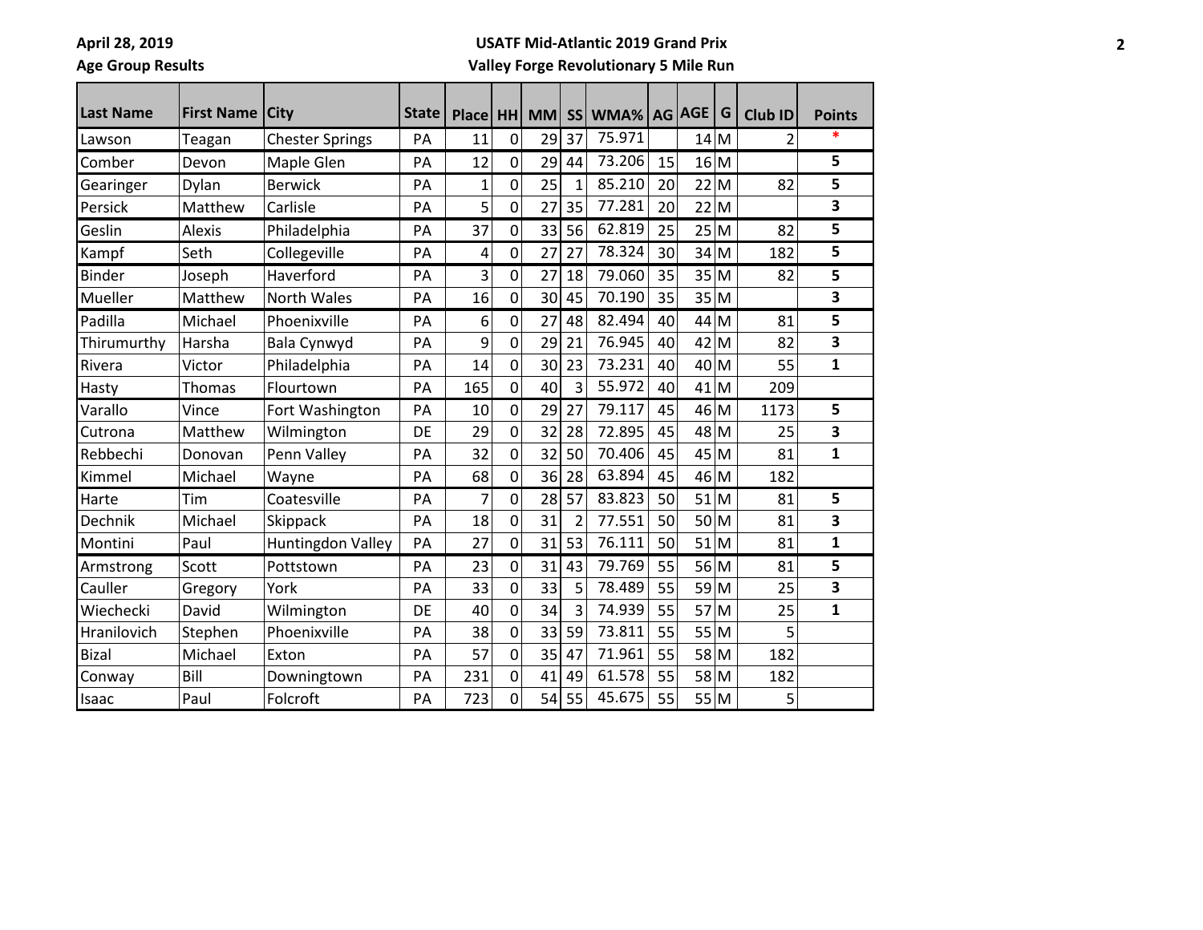April 28, 2019

Age Group Results

**USATF Mid-Atlantic 2019 Grand Prix**

**Valley Forge Revolutionary 5 Mile Run**

| Last Name | First Name | City | State | Place | HH | MM | SS | WMA% | AG | AGE | G | Club ID | Points |
|---|---|---|---|---|---|---|---|---|---|---|---|---|---|
| Lawson | Teagan | Chester Springs | PA | 11 | 0 | 29 | 37 | 75.971 | | 14 | M | 2 | * |
| Comber | Devon | Maple Glen | PA | 12 | 0 | 29 | 44 | 73.206 | 15 | 16 | M | | 5 |
| Gearinger | Dylan | Berwick | PA | 1 | 0 | 25 | 1 | 85.210 | 20 | 22 | M | 82 | 5 |
| Persick | Matthew | Carlisle | PA | 5 | 0 | 27 | 35 | 77.281 | 20 | 22 | M | | 3 |
| Geslin | Alexis | Philadelphia | PA | 37 | 0 | 33 | 56 | 62.819 | 25 | 25 | M | 82 | 5 |
| Kampf | Seth | Collegeville | PA | 4 | 0 | 27 | 27 | 78.324 | 30 | 34 | M | 182 | 5 |
| Binder | Joseph | Haverford | PA | 3 | 0 | 27 | 18 | 79.060 | 35 | 35 | M | 82 | 5 |
| Mueller | Matthew | North Wales | PA | 16 | 0 | 30 | 45 | 70.190 | 35 | 35 | M | | 3 |
| Padilla | Michael | Phoenixville | PA | 6 | 0 | 27 | 48 | 82.494 | 40 | 44 | M | 81 | 5 |
| Thirumurthy | Harsha | Bala Cynwyd | PA | 9 | 0 | 29 | 21 | 76.945 | 40 | 42 | M | 82 | 3 |
| Rivera | Victor | Philadelphia | PA | 14 | 0 | 30 | 23 | 73.231 | 40 | 40 | M | 55 | 1 |
| Hasty | Thomas | Flourtown | PA | 165 | 0 | 40 | 3 | 55.972 | 40 | 41 | M | 209 | |
| Varallo | Vince | Fort Washington | PA | 10 | 0 | 29 | 27 | 79.117 | 45 | 46 | M | 1173 | 5 |
| Cutrona | Matthew | Wilmington | DE | 29 | 0 | 32 | 28 | 72.895 | 45 | 48 | M | 25 | 3 |
| Rebbechi | Donovan | Penn Valley | PA | 32 | 0 | 32 | 50 | 70.406 | 45 | 45 | M | 81 | 1 |
| Kimmel | Michael | Wayne | PA | 68 | 0 | 36 | 28 | 63.894 | 45 | 46 | M | 182 | |
| Harte | Tim | Coatesville | PA | 7 | 0 | 28 | 57 | 83.823 | 50 | 51 | M | 81 | 5 |
| Dechnik | Michael | Skippack | PA | 18 | 0 | 31 | 2 | 77.551 | 50 | 50 | M | 81 | 3 |
| Montini | Paul | Huntingdon Valley | PA | 27 | 0 | 31 | 53 | 76.111 | 50 | 51 | M | 81 | 1 |
| Armstrong | Scott | Pottstown | PA | 23 | 0 | 31 | 43 | 79.769 | 55 | 56 | M | 81 | 5 |
| Cauller | Gregory | York | PA | 33 | 0 | 33 | 5 | 78.489 | 55 | 59 | M | 25 | 3 |
| Wiechecki | David | Wilmington | DE | 40 | 0 | 34 | 3 | 74.939 | 55 | 57 | M | 25 | 1 |
| Hranilovich | Stephen | Phoenixville | PA | 38 | 0 | 33 | 59 | 73.811 | 55 | 55 | M | 5 | |
| Bizal | Michael | Exton | PA | 57 | 0 | 35 | 47 | 71.961 | 55 | 58 | M | 182 | |
| Conway | Bill | Downingtown | PA | 231 | 0 | 41 | 49 | 61.578 | 55 | 58 | M | 182 | |
| Isaac | Paul | Folcroft | PA | 723 | 0 | 54 | 55 | 45.675 | 55 | 55 | M | 5 | |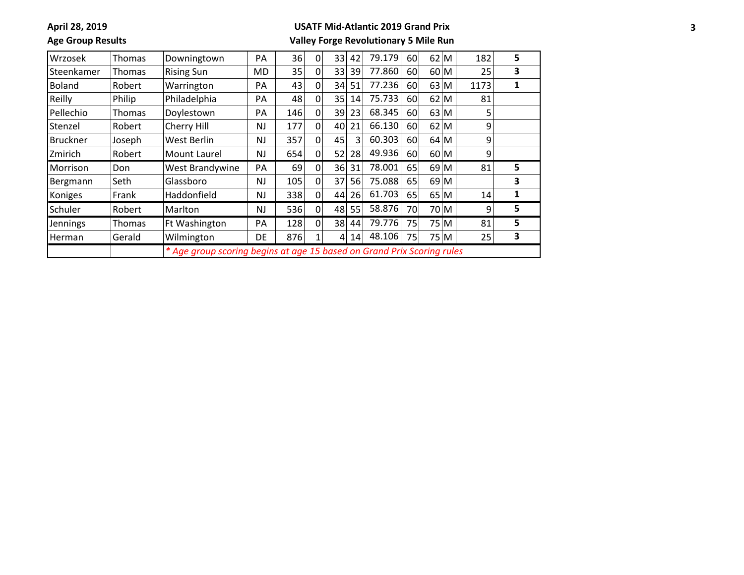**April 28, 2019**

**Age Group Results**

**USATF Mid-Atlantic 2019 Grand Prix**

**Valley Forge Revolutionary 5 Mile Run**

| | | | | | | | | | | | | | |
|---|---|---|---|---|---|---|---|---|---|---|---|---|---|
| Wrzosek | Thomas | Downingtown | PA | 36 | 0 | 33 | 42 | 79.179 | 60 | 62 | M | 182 | **5** |
| Steenkamer | Thomas | Rising Sun | MD | 35 | 0 | 33 | 39 | 77.860 | 60 | 60 | M | 25 | **3** |
| Boland | Robert | Warrington | PA | 43 | 0 | 34 | 51 | 77.236 | 60 | 63 | M | 1173 | **1** |
| Reilly | Philip | Philadelphia | PA | 48 | 0 | 35 | 14 | 75.733 | 60 | 62 | M | 81 | |
| Pellechio | Thomas | Doylestown | PA | 146 | 0 | 39 | 23 | 68.345 | 60 | 63 | M | 5 | |
| Stenzel | Robert | Cherry Hill | NJ | 177 | 0 | 40 | 21 | 66.130 | 60 | 62 | M | 9 | |
| Bruckner | Joseph | West Berlin | NJ | 357 | 0 | 45 | 3 | 60.303 | 60 | 64 | M | 9 | |
| Zmirich | Robert | Mount Laurel | NJ | 654 | 0 | 52 | 28 | 49.936 | 60 | 60 | M | 9 | |
| Morrison | Don | West Brandywine | PA | 69 | 0 | 36 | 31 | 78.001 | 65 | 69 | M | 81 | **5** |
| Bergmann | Seth | Glassboro | NJ | 105 | 0 | 37 | 56 | 75.088 | 65 | 69 | M | | **3** |
| Koniges | Frank | Haddonfield | NJ | 338 | 0 | 44 | 26 | 61.703 | 65 | 65 | M | 14 | **1** |
| Schuler | Robert | Marlton | NJ | 536 | 0 | 48 | 55 | 58.876 | 70 | 70 | M | 9 | **5** |
| Jennings | Thomas | Ft Washington | PA | 128 | 0 | 38 | 44 | 79.776 | 75 | 75 | M | 81 | **5** |
| Herman | Gerald | Wilmington | DE | 876 | 1 | 4 | 14 | 48.106 | 75 | 75 | M | 25 | **3** |
| | | *\* Age group scoring begins at age 15 based on Grand Prix Scoring rules* | | | | | | | | | | | |